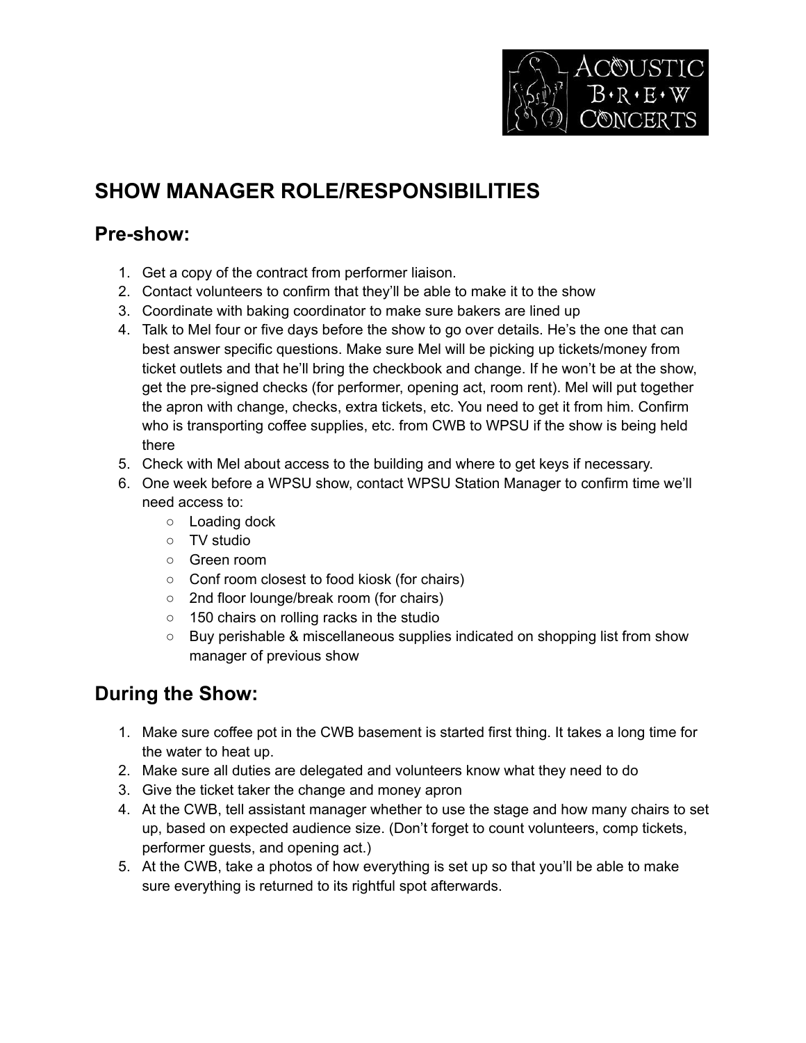# SHOW MANAGER ROLE/RESPONSIBILITIES

## Pre-show:

1. Get a copy of the contract from performer liaison.
2. Contact volunteers to confirm that they'll be able to make it to the show
3. Coordinate with baking coordinator to make sure bakers are lined up
4. Talk to Mel four or five days before the show to go over details. He's the one that can best answer specific questions. Make sure Mel will be picking up tickets/money from ticket outlets and that he'll bring the checkbook and change. If he won't be at the show, get the pre-signed checks (for performer, opening act, room rent). Mel will put together the apron with change, checks, extra tickets, etc. You need to get it from him. Confirm who is transporting coffee supplies, etc. from CWB to WPSU if the show is being held there
5. Check with Mel about access to the building and where to get keys if necessary.
6. One week before a WPSU show, contact WPSU Station Manager to confirm time we'll need access to:
   - Loading dock
   - TV studio
   - Green room
   - Conf room closest to food kiosk (for chairs)
   - 2nd floor lounge/break room (for chairs)
   - 150 chairs on rolling racks in the studio
   - Buy perishable & miscellaneous supplies indicated on shopping list from show manager of previous show

## During the Show:

1. Make sure coffee pot in the CWB basement is started first thing. It takes a long time for the water to heat up.
2. Make sure all duties are delegated and volunteers know what they need to do
3. Give the ticket taker the change and money apron
4. At the CWB, tell assistant manager whether to use the stage and how many chairs to set up, based on expected audience size. (Don't forget to count volunteers, comp tickets, performer guests, and opening act.)
5. At the CWB, take a photos of how everything is set up so that you'll be able to make sure everything is returned to its rightful spot afterwards.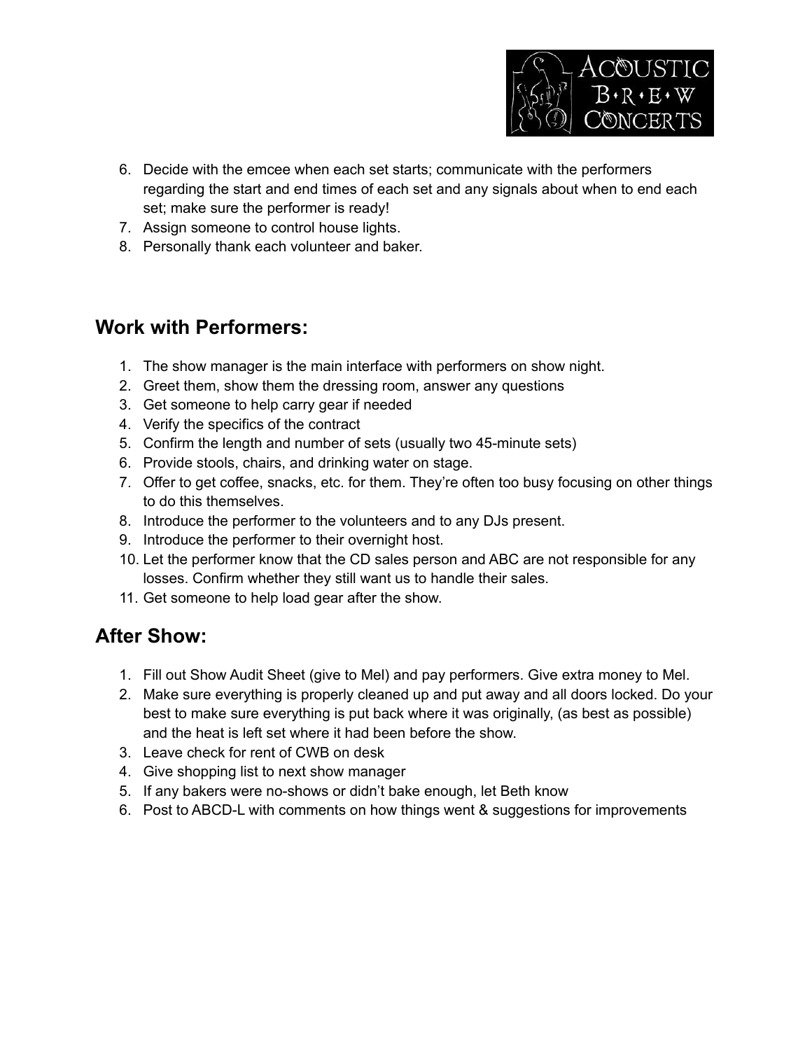6. Decide with the emcee when each set starts; communicate with the performers regarding the start and end times of each set and any signals about when to end each set; make sure the performer is ready!
7. Assign someone to control house lights.
8. Personally thank each volunteer and baker.

## Work with Performers:

1. The show manager is the main interface with performers on show night.
2. Greet them, show them the dressing room, answer any questions
3. Get someone to help carry gear if needed
4. Verify the specifics of the contract
5. Confirm the length and number of sets (usually two 45-minute sets)
6. Provide stools, chairs, and drinking water on stage.
7. Offer to get coffee, snacks, etc. for them. They're often too busy focusing on other things to do this themselves.
8. Introduce the performer to the volunteers and to any DJs present.
9. Introduce the performer to their overnight host.
10. Let the performer know that the CD sales person and ABC are not responsible for any losses. Confirm whether they still want us to handle their sales.
11. Get someone to help load gear after the show.

## After Show:

1. Fill out Show Audit Sheet (give to Mel) and pay performers. Give extra money to Mel.
2. Make sure everything is properly cleaned up and put away and all doors locked. Do your best to make sure everything is put back where it was originally, (as best as possible) and the heat is left set where it had been before the show.
3. Leave check for rent of CWB on desk
4. Give shopping list to next show manager
5. If any bakers were no-shows or didn't bake enough, let Beth know
6. Post to ABCD-L with comments on how things went & suggestions for improvements